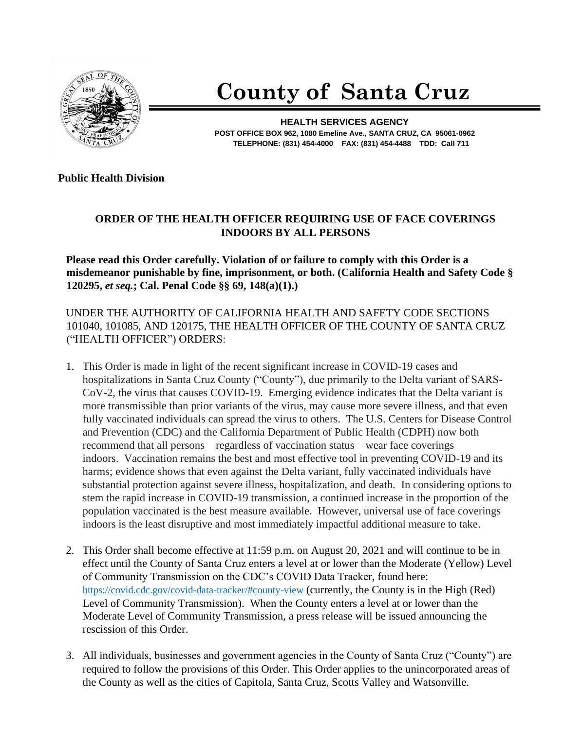# County of Santa Cruz

**HEALTH SERVICES AGENCY**
**POST OFFICE BOX 962, 1080 Emeline Ave., SANTA CRUZ, CA 95061-0962**
**TELEPHONE: (831) 454-4000 FAX: (831) 454-4488 TDD: Call 711**

**Public Health Division**

## ORDER OF THE HEALTH OFFICER REQUIRING USE OF FACE COVERINGS INDOORS BY ALL PERSONS

**Please read this Order carefully. Violation of or failure to comply with this Order is a misdemeanor punishable by fine, imprisonment, or both. (California Health and Safety Code § 120295, *et seq.*; Cal. Penal Code §§ 69, 148(a)(1).)**

UNDER THE AUTHORITY OF CALIFORNIA HEALTH AND SAFETY CODE SECTIONS 101040, 101085, AND 120175, THE HEALTH OFFICER OF THE COUNTY OF SANTA CRUZ ("HEALTH OFFICER") ORDERS:

1. This Order is made in light of the recent significant increase in COVID-19 cases and hospitalizations in Santa Cruz County ("County"), due primarily to the Delta variant of SARS-CoV-2, the virus that causes COVID-19. Emerging evidence indicates that the Delta variant is more transmissible than prior variants of the virus, may cause more severe illness, and that even fully vaccinated individuals can spread the virus to others. The U.S. Centers for Disease Control and Prevention (CDC) and the California Department of Public Health (CDPH) now both recommend that all persons—regardless of vaccination status—wear face coverings indoors. Vaccination remains the best and most effective tool in preventing COVID-19 and its harms; evidence shows that even against the Delta variant, fully vaccinated individuals have substantial protection against severe illness, hospitalization, and death. In considering options to stem the rapid increase in COVID-19 transmission, a continued increase in the proportion of the population vaccinated is the best measure available. However, universal use of face coverings indoors is the least disruptive and most immediately impactful additional measure to take.

2. This Order shall become effective at 11:59 p.m. on August 20, 2021 and will continue to be in effect until the County of Santa Cruz enters a level at or lower than the Moderate (Yellow) Level of Community Transmission on the CDC's COVID Data Tracker, found here: https://covid.cdc.gov/covid-data-tracker/#county-view (currently, the County is in the High (Red) Level of Community Transmission). When the County enters a level at or lower than the Moderate Level of Community Transmission, a press release will be issued announcing the rescission of this Order.

3. All individuals, businesses and government agencies in the County of Santa Cruz ("County") are required to follow the provisions of this Order. This Order applies to the unincorporated areas of the County as well as the cities of Capitola, Santa Cruz, Scotts Valley and Watsonville.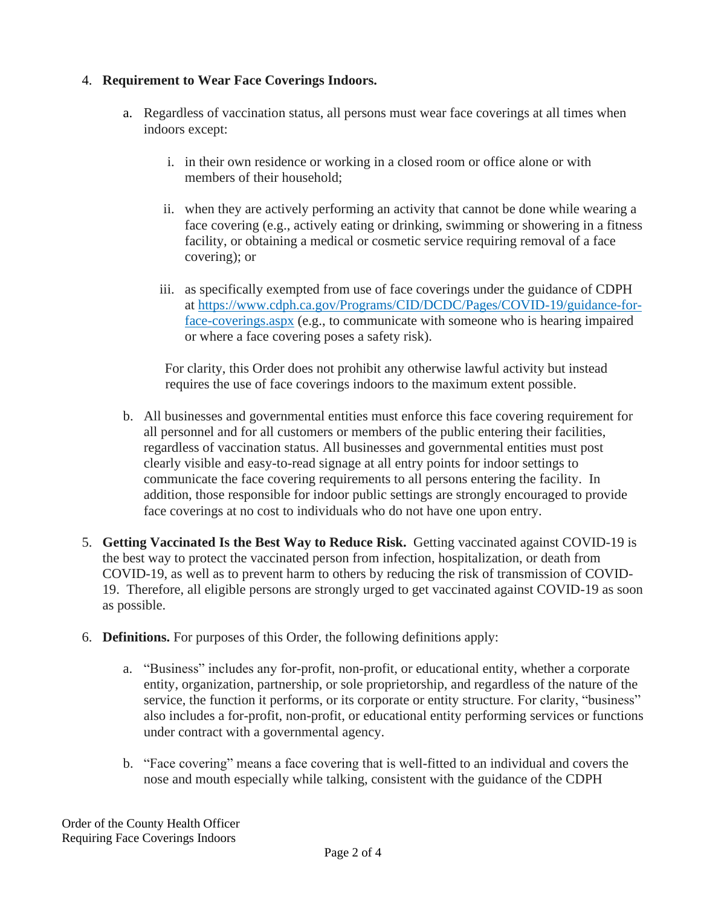4. **Requirement to Wear Face Coverings Indoors.**

   a. Regardless of vaccination status, all persons must wear face coverings at all times when indoors except:

      i. in their own residence or working in a closed room or office alone or with members of their household;

      ii. when they are actively performing an activity that cannot be done while wearing a face covering (e.g., actively eating or drinking, swimming or showering in a fitness facility, or obtaining a medical or cosmetic service requiring removal of a face covering); or

      iii. as specifically exempted from use of face coverings under the guidance of CDPH at [https://www.cdph.ca.gov/Programs/CID/DCDC/Pages/COVID-19/guidance-for-face-coverings.aspx](https://www.cdph.ca.gov/Programs/CID/DCDC/Pages/COVID-19/guidance-for-face-coverings.aspx) (e.g., to communicate with someone who is hearing impaired or where a face covering poses a safety risk).

      For clarity, this Order does not prohibit any otherwise lawful activity but instead requires the use of face coverings indoors to the maximum extent possible.

   b. All businesses and governmental entities must enforce this face covering requirement for all personnel and for all customers or members of the public entering their facilities, regardless of vaccination status. All businesses and governmental entities must post clearly visible and easy-to-read signage at all entry points for indoor settings to communicate the face covering requirements to all persons entering the facility. In addition, those responsible for indoor public settings are strongly encouraged to provide face coverings at no cost to individuals who do not have one upon entry.

5. **Getting Vaccinated Is the Best Way to Reduce Risk.** Getting vaccinated against COVID-19 is the best way to protect the vaccinated person from infection, hospitalization, or death from COVID-19, as well as to prevent harm to others by reducing the risk of transmission of COVID-19. Therefore, all eligible persons are strongly urged to get vaccinated against COVID-19 as soon as possible.

6. **Definitions.** For purposes of this Order, the following definitions apply:

   a. "Business" includes any for-profit, non-profit, or educational entity, whether a corporate entity, organization, partnership, or sole proprietorship, and regardless of the nature of the service, the function it performs, or its corporate or entity structure. For clarity, "business" also includes a for-profit, non-profit, or educational entity performing services or functions under contract with a governmental agency.

   b. "Face covering" means a face covering that is well-fitted to an individual and covers the nose and mouth especially while talking, consistent with the guidance of the CDPH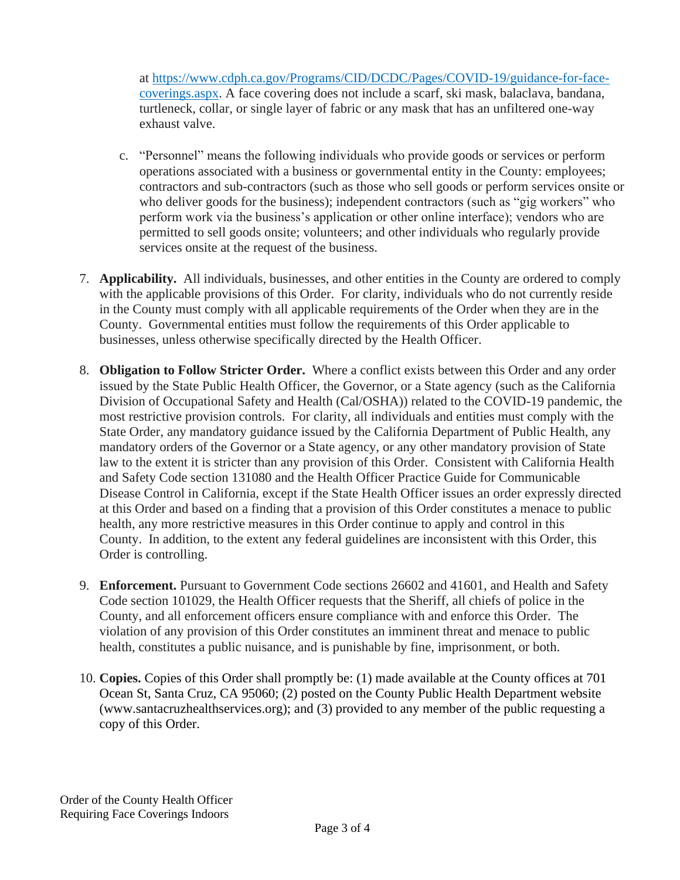at [https://www.cdph.ca.gov/Programs/CID/DCDC/Pages/COVID-19/guidance-for-face-coverings.aspx](https://www.cdph.ca.gov/Programs/CID/DCDC/Pages/COVID-19/guidance-for-face-coverings.aspx). A face covering does not include a scarf, ski mask, balaclava, bandana, turtleneck, collar, or single layer of fabric or any mask that has an unfiltered one-way exhaust valve.

c. "Personnel" means the following individuals who provide goods or services or perform operations associated with a business or governmental entity in the County: employees; contractors and sub-contractors (such as those who sell goods or perform services onsite or who deliver goods for the business); independent contractors (such as "gig workers" who perform work via the business's application or other online interface); vendors who are permitted to sell goods onsite; volunteers; and other individuals who regularly provide services onsite at the request of the business.

7. **Applicability.** All individuals, businesses, and other entities in the County are ordered to comply with the applicable provisions of this Order. For clarity, individuals who do not currently reside in the County must comply with all applicable requirements of the Order when they are in the County. Governmental entities must follow the requirements of this Order applicable to businesses, unless otherwise specifically directed by the Health Officer.

8. **Obligation to Follow Stricter Order.** Where a conflict exists between this Order and any order issued by the State Public Health Officer, the Governor, or a State agency (such as the California Division of Occupational Safety and Health (Cal/OSHA)) related to the COVID-19 pandemic, the most restrictive provision controls. For clarity, all individuals and entities must comply with the State Order, any mandatory guidance issued by the California Department of Public Health, any mandatory orders of the Governor or a State agency, or any other mandatory provision of State law to the extent it is stricter than any provision of this Order. Consistent with California Health and Safety Code section 131080 and the Health Officer Practice Guide for Communicable Disease Control in California, except if the State Health Officer issues an order expressly directed at this Order and based on a finding that a provision of this Order constitutes a menace to public health, any more restrictive measures in this Order continue to apply and control in this County. In addition, to the extent any federal guidelines are inconsistent with this Order, this Order is controlling.

9. **Enforcement.** Pursuant to Government Code sections 26602 and 41601, and Health and Safety Code section 101029, the Health Officer requests that the Sheriff, all chiefs of police in the County, and all enforcement officers ensure compliance with and enforce this Order. The violation of any provision of this Order constitutes an imminent threat and menace to public health, constitutes a public nuisance, and is punishable by fine, imprisonment, or both.

10. **Copies.** Copies of this Order shall promptly be: (1) made available at the County offices at 701 Ocean St, Santa Cruz, CA 95060; (2) posted on the County Public Health Department website (www.santacruzhealthservices.org); and (3) provided to any member of the public requesting a copy of this Order.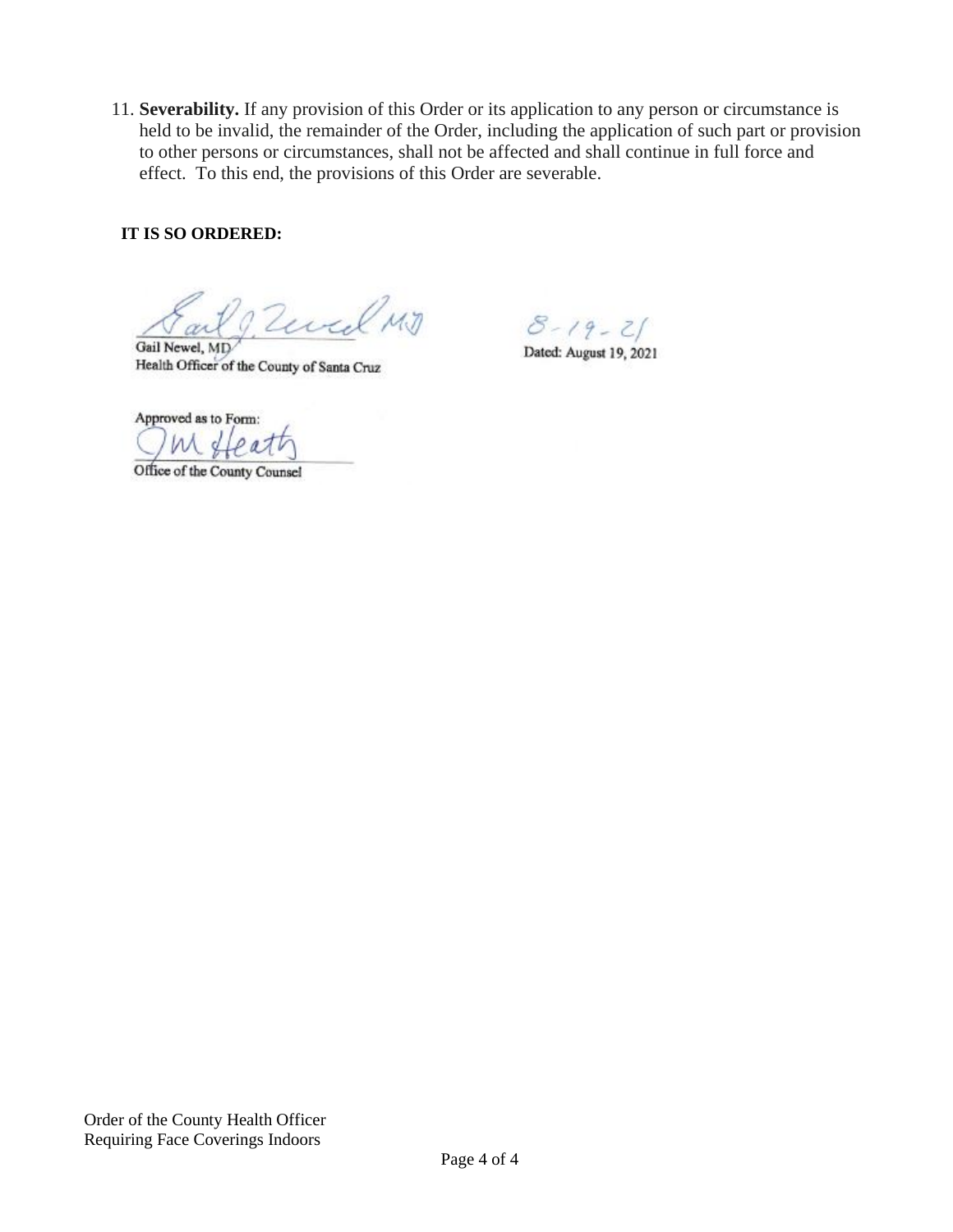11. **Severability.** If any provision of this Order or its application to any person or circumstance is held to be invalid, the remainder of the Order, including the application of such part or provision to other persons or circumstances, shall not be affected and shall continue in full force and effect. To this end, the provisions of this Order are severable.

**IT IS SO ORDERED:**

Gail Newel, MD
Health Officer of the County of Santa Cruz

8-19-21
Dated: August 19, 2021

Approved as to Form:

Office of the County Counsel